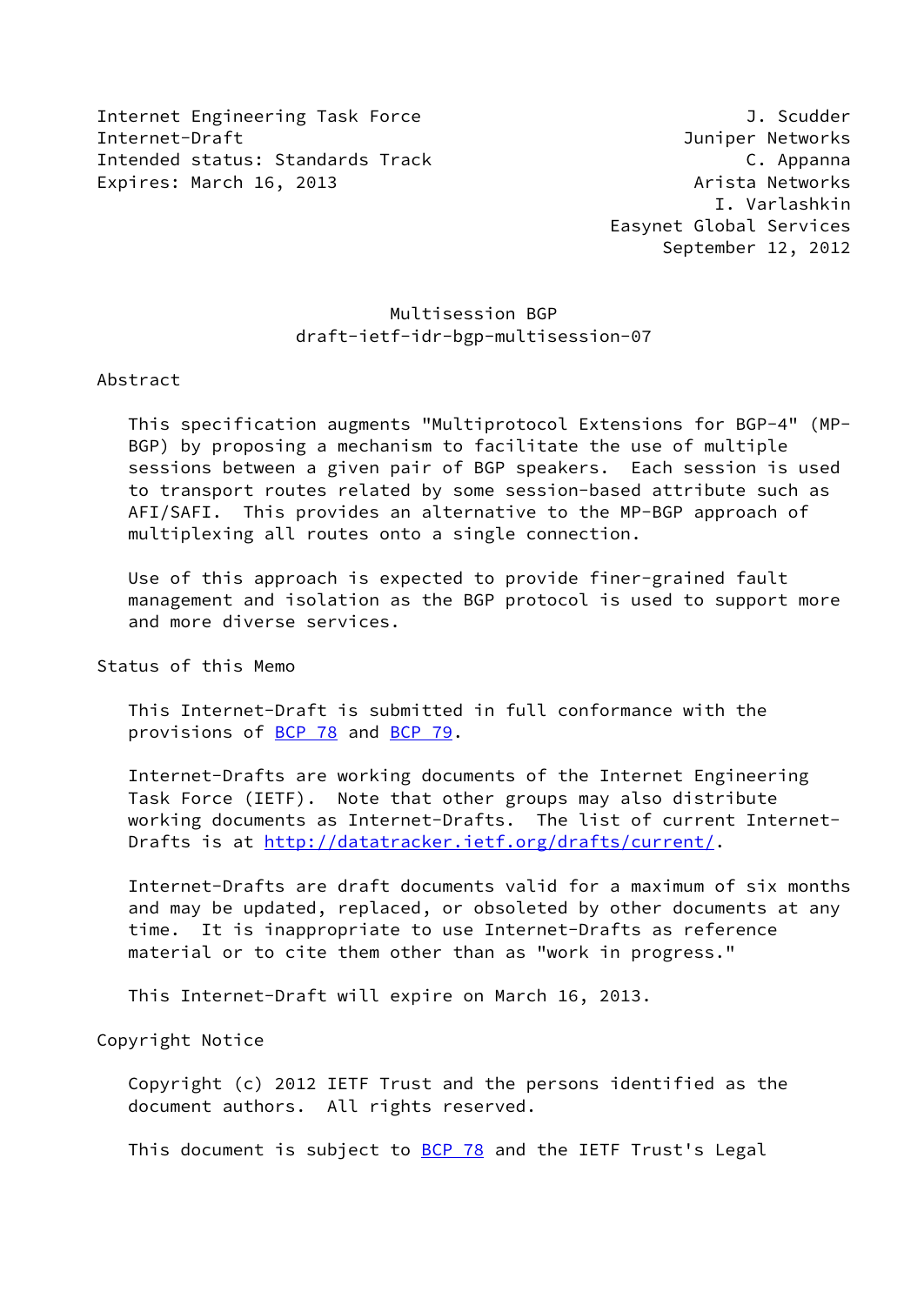Internet Engineering Task Force J. Scudder
Internet-Draft Juniper Networks
Intended status: Standards Track C. Appanna
Expires: March 16, 2013 Arista Networks
I. Varlashkin
Easynet Global Services
September 12, 2012

# Multisession BGP
# draft-ietf-idr-bgp-multisession-07

## Abstract

This specification augments "Multiprotocol Extensions for BGP-4" (MP-BGP) by proposing a mechanism to facilitate the use of multiple sessions between a given pair of BGP speakers. Each session is used to transport routes related by some session-based attribute such as AFI/SAFI. This provides an alternative to the MP-BGP approach of multiplexing all routes onto a single connection.

Use of this approach is expected to provide finer-grained fault management and isolation as the BGP protocol is used to support more and more diverse services.

## Status of this Memo

This Internet-Draft is submitted in full conformance with the provisions of BCP 78 and BCP 79.

Internet-Drafts are working documents of the Internet Engineering Task Force (IETF). Note that other groups may also distribute working documents as Internet-Drafts. The list of current Internet-Drafts is at http://datatracker.ietf.org/drafts/current/.

Internet-Drafts are draft documents valid for a maximum of six months and may be updated, replaced, or obsoleted by other documents at any time. It is inappropriate to use Internet-Drafts as reference material or to cite them other than as "work in progress."

This Internet-Draft will expire on March 16, 2013.

## Copyright Notice

Copyright (c) 2012 IETF Trust and the persons identified as the document authors. All rights reserved.

This document is subject to BCP 78 and the IETF Trust's Legal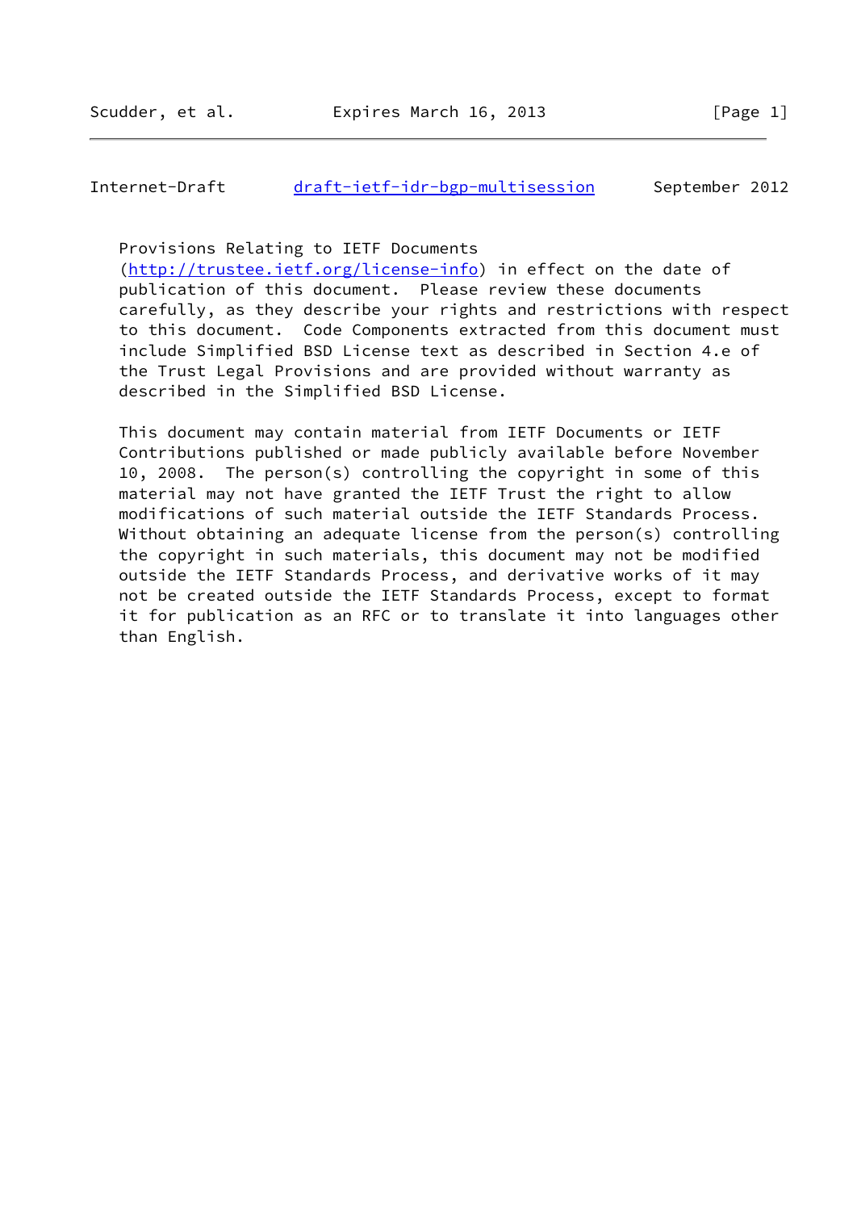Provisions Relating to IETF Documents (http://trustee.ietf.org/license-info) in effect on the date of publication of this document. Please review these documents carefully, as they describe your rights and restrictions with respect to this document. Code Components extracted from this document must include Simplified BSD License text as described in Section 4.e of the Trust Legal Provisions and are provided without warranty as described in the Simplified BSD License.

This document may contain material from IETF Documents or IETF Contributions published or made publicly available before November 10, 2008. The person(s) controlling the copyright in some of this material may not have granted the IETF Trust the right to allow modifications of such material outside the IETF Standards Process. Without obtaining an adequate license from the person(s) controlling the copyright in such materials, this document may not be modified outside the IETF Standards Process, and derivative works of it may not be created outside the IETF Standards Process, except to format it for publication as an RFC or to translate it into languages other than English.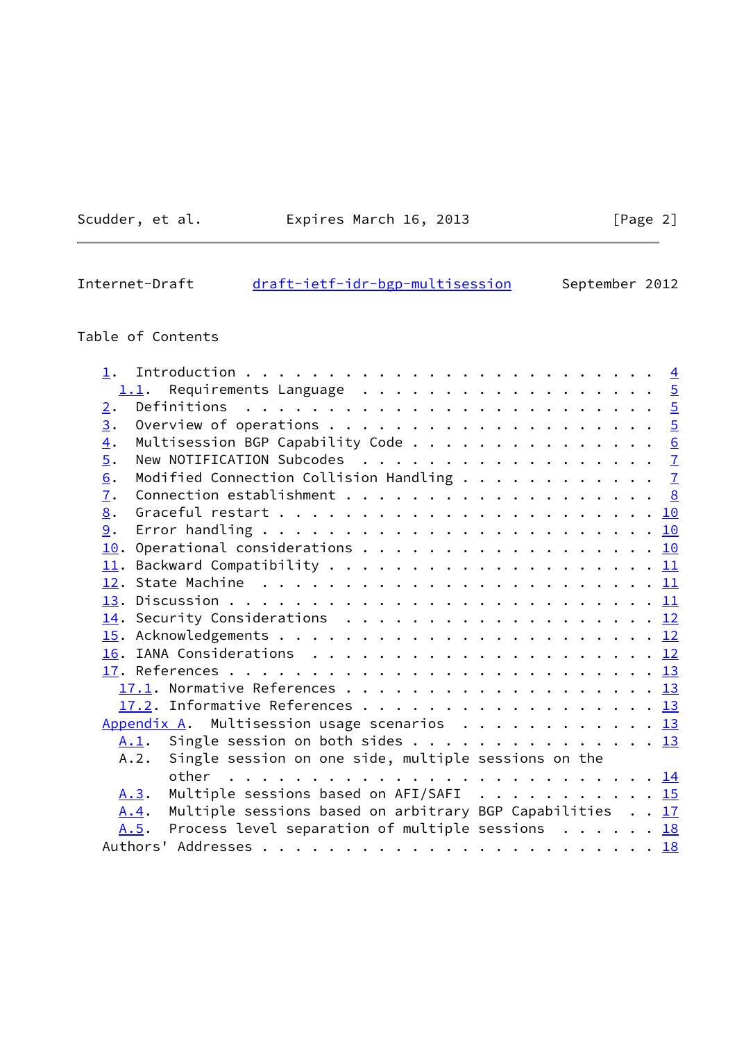## Table of Contents

1. Introduction . . . . . . . . . . . . . . . . . . . . . . . . 4
   1.1. Requirements Language . . . . . . . . . . . . . . . . . . 5
2. Definitions . . . . . . . . . . . . . . . . . . . . . . . . . 5
3. Overview of operations . . . . . . . . . . . . . . . . . . . . 5
4. Multisession BGP Capability Code . . . . . . . . . . . . . . . 6
5. New NOTIFICATION Subcodes . . . . . . . . . . . . . . . . . . 7
6. Modified Connection Collision Handling . . . . . . . . . . . . 7
7. Connection establishment . . . . . . . . . . . . . . . . . . . 8
8. Graceful restart . . . . . . . . . . . . . . . . . . . . . . . 10
9. Error handling . . . . . . . . . . . . . . . . . . . . . . . . 10
10. Operational considerations . . . . . . . . . . . . . . . . . . 10
11. Backward Compatibility . . . . . . . . . . . . . . . . . . . . 11
12. State Machine . . . . . . . . . . . . . . . . . . . . . . . . 11
13. Discussion . . . . . . . . . . . . . . . . . . . . . . . . . . 11
14. Security Considerations . . . . . . . . . . . . . . . . . . . 12
15. Acknowledgements . . . . . . . . . . . . . . . . . . . . . . . 12
16. IANA Considerations . . . . . . . . . . . . . . . . . . . . . 12
17. References . . . . . . . . . . . . . . . . . . . . . . . . . . 13
    17.1. Normative References . . . . . . . . . . . . . . . . . . 13
    17.2. Informative References . . . . . . . . . . . . . . . . . 13

Appendix A. Multisession usage scenarios . . . . . . . . . . . . 13
   A.1. Single session on both sides . . . . . . . . . . . . . . . 13
   A.2. Single session on one side, multiple sessions on the other . . . . . . . . . . . . . . . . . . . . . . . . . 14
   A.3. Multiple sessions based on AFI/SAFI . . . . . . . . . . . 15
   A.4. Multiple sessions based on arbitrary BGP Capabilities . . 17
   A.5. Process level separation of multiple sessions . . . . . . 18

Authors' Addresses . . . . . . . . . . . . . . . . . . . . . . . . 18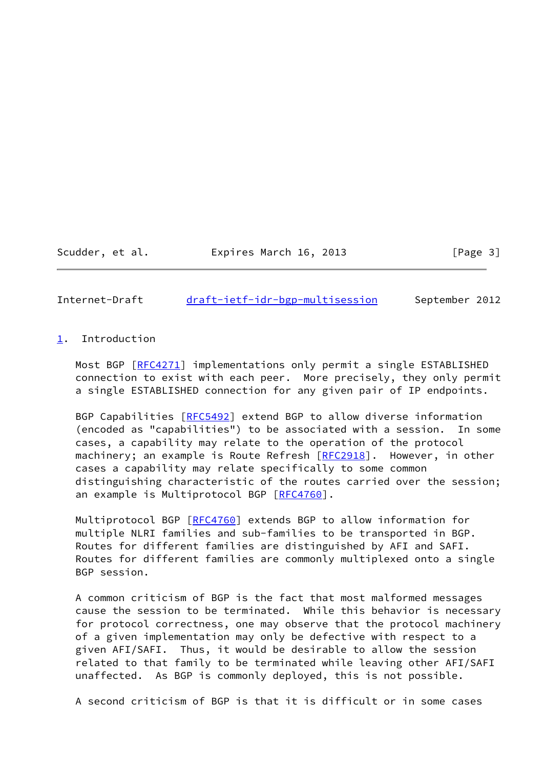# 1. Introduction

Most BGP [RFC4271] implementations only permit a single ESTABLISHED connection to exist with each peer. More precisely, they only permit a single ESTABLISHED connection for any given pair of IP endpoints.

BGP Capabilities [RFC5492] extend BGP to allow diverse information (encoded as "capabilities") to be associated with a session. In some cases, a capability may relate to the operation of the protocol machinery; an example is Route Refresh [RFC2918]. However, in other cases a capability may relate specifically to some common distinguishing characteristic of the routes carried over the session; an example is Multiprotocol BGP [RFC4760].

Multiprotocol BGP [RFC4760] extends BGP to allow information for multiple NLRI families and sub-families to be transported in BGP. Routes for different families are distinguished by AFI and SAFI. Routes for different families are commonly multiplexed onto a single BGP session.

A common criticism of BGP is the fact that most malformed messages cause the session to be terminated. While this behavior is necessary for protocol correctness, one may observe that the protocol machinery of a given implementation may only be defective with respect to a given AFI/SAFI. Thus, it would be desirable to allow the session related to that family to be terminated while leaving other AFI/SAFI unaffected. As BGP is commonly deployed, this is not possible.

A second criticism of BGP is that it is difficult or in some cases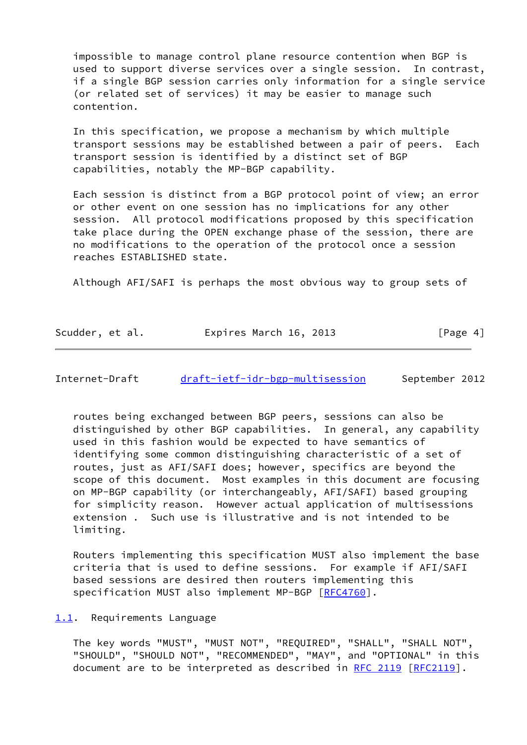impossible to manage control plane resource contention when BGP is used to support diverse services over a single session. In contrast, if a single BGP session carries only information for a single service (or related set of services) it may be easier to manage such contention.

In this specification, we propose a mechanism by which multiple transport sessions may be established between a pair of peers. Each transport session is identified by a distinct set of BGP capabilities, notably the MP-BGP capability.

Each session is distinct from a BGP protocol point of view; an error or other event on one session has no implications for any other session. All protocol modifications proposed by this specification take place during the OPEN exchange phase of the session, there are no modifications to the operation of the protocol once a session reaches ESTABLISHED state.

Although AFI/SAFI is perhaps the most obvious way to group sets of routes being exchanged between BGP peers, sessions can also be distinguished by other BGP capabilities. In general, any capability used in this fashion would be expected to have semantics of identifying some common distinguishing characteristic of a set of routes, just as AFI/SAFI does; however, specifics are beyond the scope of this document. Most examples in this document are focusing on MP-BGP capability (or interchangeably, AFI/SAFI) based grouping for simplicity reason. However actual application of multisessions extension . Such use is illustrative and is not intended to be limiting.

Routers implementing this specification MUST also implement the base criteria that is used to define sessions. For example if AFI/SAFI based sessions are desired then routers implementing this specification MUST also implement MP-BGP [RFC4760].

## 1.1. Requirements Language

The key words "MUST", "MUST NOT", "REQUIRED", "SHALL", "SHALL NOT", "SHOULD", "SHOULD NOT", "RECOMMENDED", "MAY", and "OPTIONAL" in this document are to be interpreted as described in RFC 2119 [RFC2119].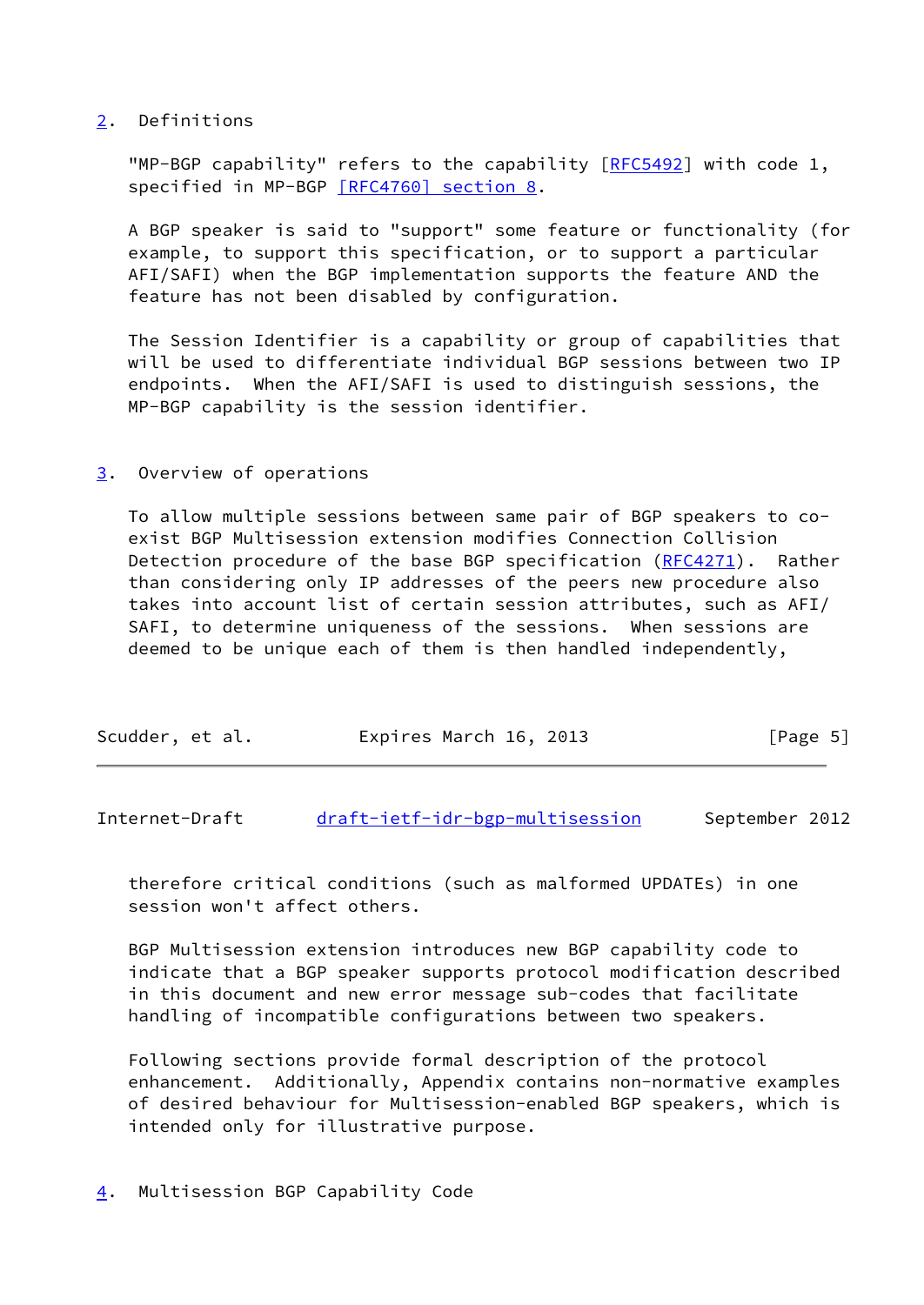## 2. Definitions

"MP-BGP capability" refers to the capability [RFC5492] with code 1, specified in MP-BGP [RFC4760] section 8.

A BGP speaker is said to "support" some feature or functionality (for example, to support this specification, or to support a particular AFI/SAFI) when the BGP implementation supports the feature AND the feature has not been disabled by configuration.

The Session Identifier is a capability or group of capabilities that will be used to differentiate individual BGP sessions between two IP endpoints. When the AFI/SAFI is used to distinguish sessions, the MP-BGP capability is the session identifier.

## 3. Overview of operations

To allow multiple sessions between same pair of BGP speakers to co-exist BGP Multisession extension modifies Connection Collision Detection procedure of the base BGP specification (RFC4271). Rather than considering only IP addresses of the peers new procedure also takes into account list of certain session attributes, such as AFI/SAFI, to determine uniqueness of the sessions. When sessions are deemed to be unique each of them is then handled independently, therefore critical conditions (such as malformed UPDATEs) in one session won't affect others.

BGP Multisession extension introduces new BGP capability code to indicate that a BGP speaker supports protocol modification described in this document and new error message sub-codes that facilitate handling of incompatible configurations between two speakers.

Following sections provide formal description of the protocol enhancement. Additionally, Appendix contains non-normative examples of desired behaviour for Multisession-enabled BGP speakers, which is intended only for illustrative purpose.

## 4. Multisession BGP Capability Code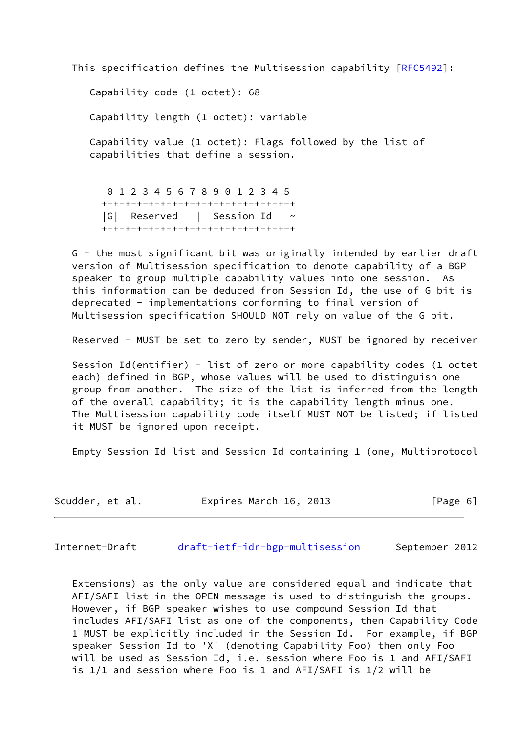This specification defines the Multisession capability [RFC5492]:

Capability code (1 octet): 68

Capability length (1 octet): variable

Capability value (1 octet): Flags followed by the list of capabilities that define a session.

```
 0 1 2 3 4 5 6 7 8 9 0 1 2 3 4 5
+-+-+-+-+-+-+-+-+-+-+-+-+-+-+-+-+
|G|  Reserved    |  Session Id   ~
+-+-+-+-+-+-+-+-+-+-+-+-+-+-+-+-+
```

G - the most significant bit was originally intended by earlier draft version of Multisession specification to denote capability of a BGP speaker to group multiple capability values into one session. As this information can be deduced from Session Id, the use of G bit is deprecated - implementations conforming to final version of Multisession specification SHOULD NOT rely on value of the G bit.

Reserved - MUST be set to zero by sender, MUST be ignored by receiver

Session Id(entifier) - list of zero or more capability codes (1 octet each) defined in BGP, whose values will be used to distinguish one group from another. The size of the list is inferred from the length of the overall capability; it is the capability length minus one. The Multisession capability code itself MUST NOT be listed; if listed it MUST be ignored upon receipt.

Empty Session Id list and Session Id containing 1 (one, Multiprotocol Extensions) as the only value are considered equal and indicate that AFI/SAFI list in the OPEN message is used to distinguish the groups. However, if BGP speaker wishes to use compound Session Id that includes AFI/SAFI list as one of the components, then Capability Code 1 MUST be explicitly included in the Session Id. For example, if BGP speaker Session Id to 'X' (denoting Capability Foo) then only Foo will be used as Session Id, i.e. session where Foo is 1 and AFI/SAFI is 1/1 and session where Foo is 1 and AFI/SAFI is 1/2 will be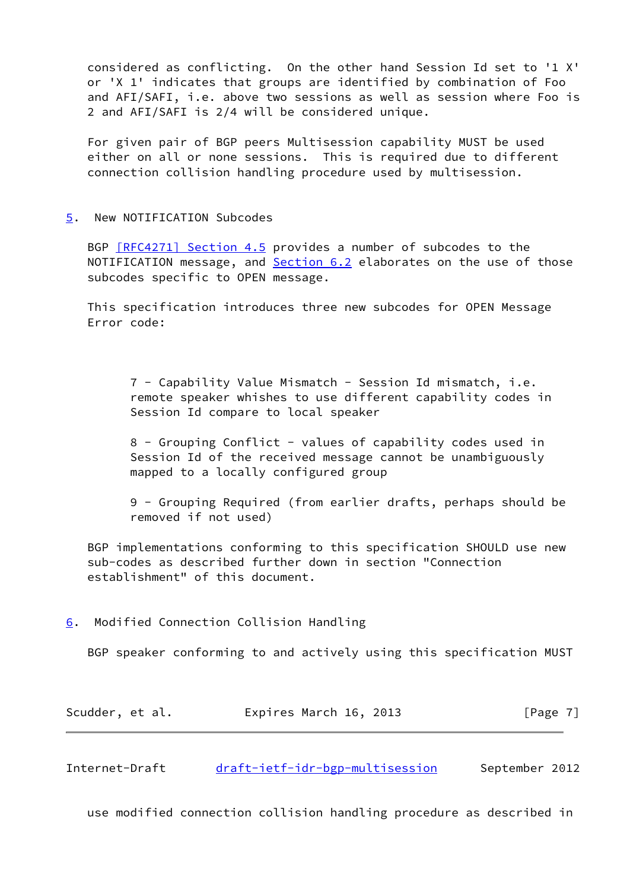considered as conflicting. On the other hand Session Id set to '1 X' or 'X 1' indicates that groups are identified by combination of Foo and AFI/SAFI, i.e. above two sessions as well as session where Foo is 2 and AFI/SAFI is 2/4 will be considered unique.

For given pair of BGP peers Multisession capability MUST be used either on all or none sessions. This is required due to different connection collision handling procedure used by multisession.

## 5. New NOTIFICATION Subcodes

BGP [RFC4271] Section 4.5 provides a number of subcodes to the NOTIFICATION message, and Section 6.2 elaborates on the use of those subcodes specific to OPEN message.

This specification introduces three new subcodes for OPEN Message Error code:

> 7 - Capability Value Mismatch - Session Id mismatch, i.e. remote speaker whishes to use different capability codes in Session Id compare to local speaker
>
> 8 - Grouping Conflict - values of capability codes used in Session Id of the received message cannot be unambiguously mapped to a locally configured group
>
> 9 - Grouping Required (from earlier drafts, perhaps should be removed if not used)

BGP implementations conforming to this specification SHOULD use new sub-codes as described further down in section "Connection establishment" of this document.

## 6. Modified Connection Collision Handling

BGP speaker conforming to and actively using this specification MUST use modified connection collision handling procedure as described in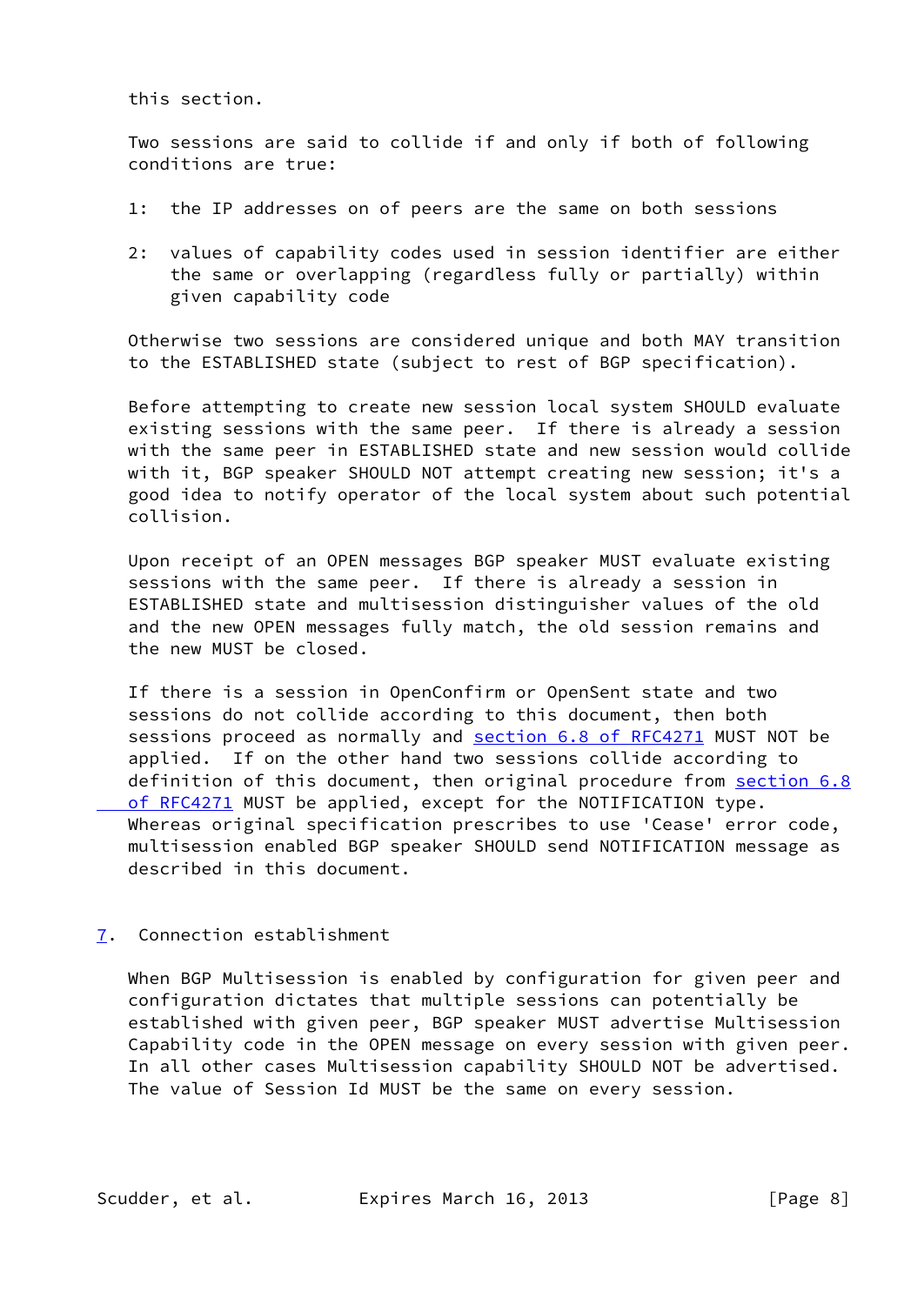this section.

Two sessions are said to collide if and only if both of following conditions are true:

1: the IP addresses on of peers are the same on both sessions

2: values of capability codes used in session identifier are either the same or overlapping (regardless fully or partially) within given capability code

Otherwise two sessions are considered unique and both MAY transition to the ESTABLISHED state (subject to rest of BGP specification).

Before attempting to create new session local system SHOULD evaluate existing sessions with the same peer. If there is already a session with the same peer in ESTABLISHED state and new session would collide with it, BGP speaker SHOULD NOT attempt creating new session; it's a good idea to notify operator of the local system about such potential collision.

Upon receipt of an OPEN messages BGP speaker MUST evaluate existing sessions with the same peer. If there is already a session in ESTABLISHED state and multisession distinguisher values of the old and the new OPEN messages fully match, the old session remains and the new MUST be closed.

If there is a session in OpenConfirm or OpenSent state and two sessions do not collide according to this document, then both sessions proceed as normally and section 6.8 of RFC4271 MUST NOT be applied. If on the other hand two sessions collide according to definition of this document, then original procedure from section 6.8 of RFC4271 MUST be applied, except for the NOTIFICATION type. Whereas original specification prescribes to use 'Cease' error code, multisession enabled BGP speaker SHOULD send NOTIFICATION message as described in this document.

## 7. Connection establishment

When BGP Multisession is enabled by configuration for given peer and configuration dictates that multiple sessions can potentially be established with given peer, BGP speaker MUST advertise Multisession Capability code in the OPEN message on every session with given peer. In all other cases Multisession capability SHOULD NOT be advertised. The value of Session Id MUST be the same on every session.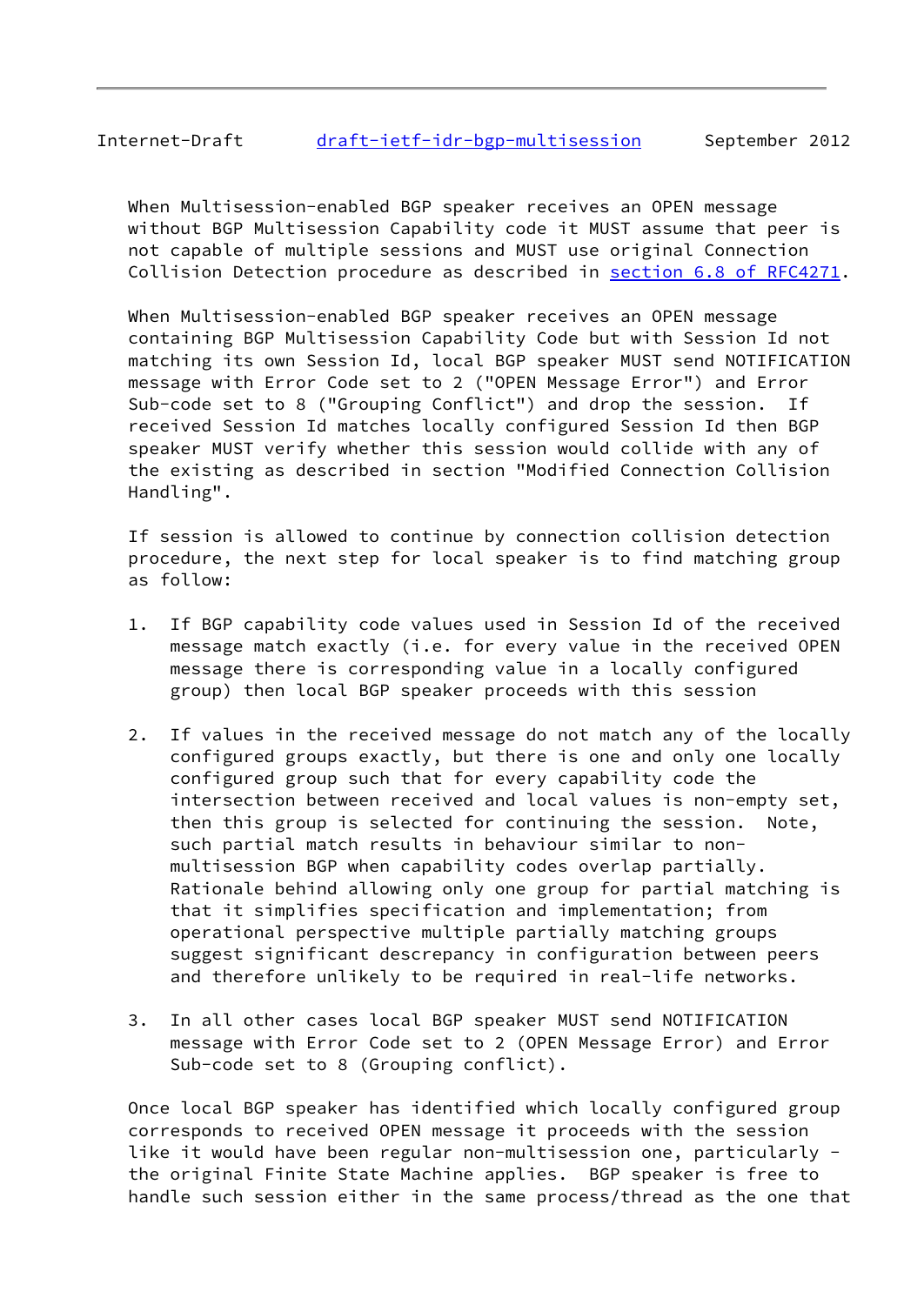When Multisession-enabled BGP speaker receives an OPEN message without BGP Multisession Capability code it MUST assume that peer is not capable of multiple sessions and MUST use original Connection Collision Detection procedure as described in section 6.8 of RFC4271.

When Multisession-enabled BGP speaker receives an OPEN message containing BGP Multisession Capability Code but with Session Id not matching its own Session Id, local BGP speaker MUST send NOTIFICATION message with Error Code set to 2 ("OPEN Message Error") and Error Sub-code set to 8 ("Grouping Conflict") and drop the session. If received Session Id matches locally configured Session Id then BGP speaker MUST verify whether this session would collide with any of the existing as described in section "Modified Connection Collision Handling".

If session is allowed to continue by connection collision detection procedure, the next step for local speaker is to find matching group as follow:

1. If BGP capability code values used in Session Id of the received message match exactly (i.e. for every value in the received OPEN message there is corresponding value in a locally configured group) then local BGP speaker proceeds with this session

2. If values in the received message do not match any of the locally configured groups exactly, but there is one and only one locally configured group such that for every capability code the intersection between received and local values is non-empty set, then this group is selected for continuing the session. Note, such partial match results in behaviour similar to non-multisession BGP when capability codes overlap partially. Rationale behind allowing only one group for partial matching is that it simplifies specification and implementation; from operational perspective multiple partially matching groups suggest significant descrepancy in configuration between peers and therefore unlikely to be required in real-life networks.

3. In all other cases local BGP speaker MUST send NOTIFICATION message with Error Code set to 2 (OPEN Message Error) and Error Sub-code set to 8 (Grouping conflict).

Once local BGP speaker has identified which locally configured group corresponds to received OPEN message it proceeds with the session like it would have been regular non-multisession one, particularly - the original Finite State Machine applies. BGP speaker is free to handle such session either in the same process/thread as the one that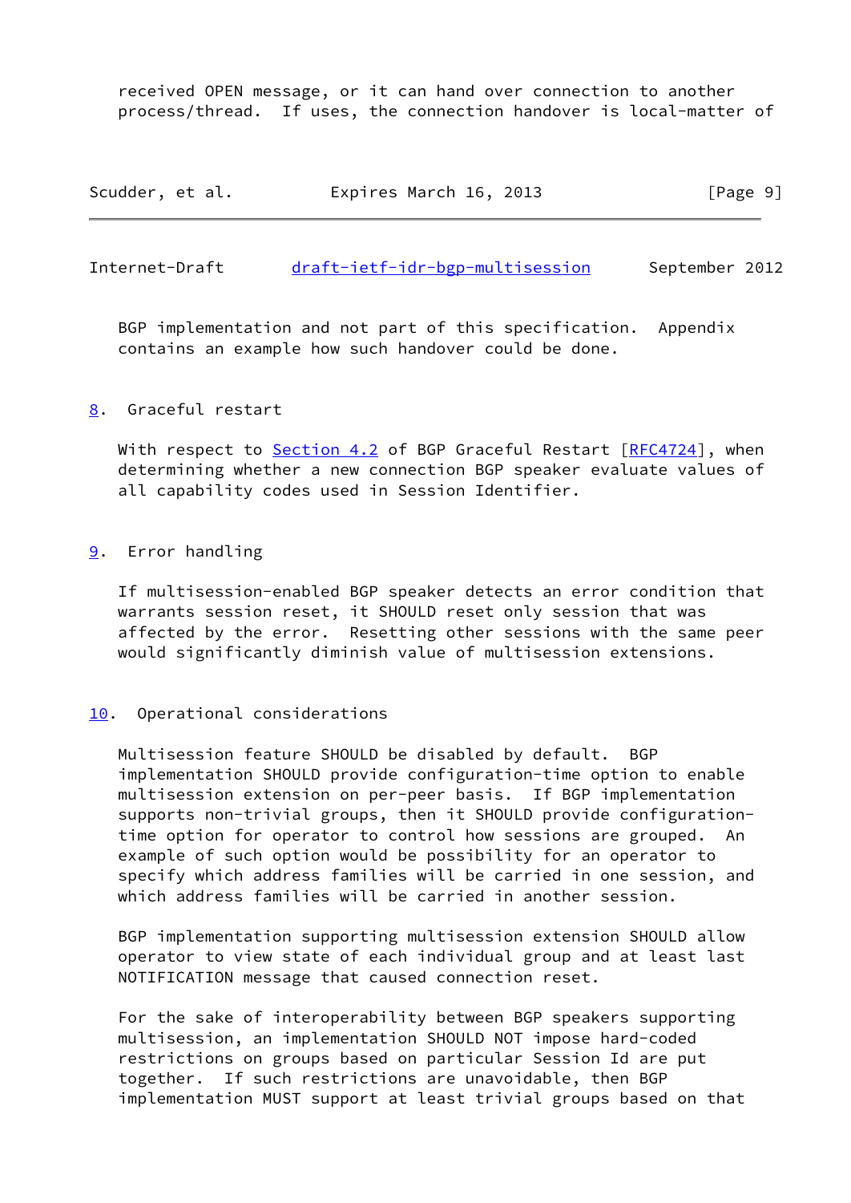received OPEN message, or it can hand over connection to another process/thread. If uses, the connection handover is local-matter of BGP implementation and not part of this specification. Appendix contains an example how such handover could be done.

## 8. Graceful restart

With respect to Section 4.2 of BGP Graceful Restart [RFC4724], when determining whether a new connection BGP speaker evaluate values of all capability codes used in Session Identifier.

## 9. Error handling

If multisession-enabled BGP speaker detects an error condition that warrants session reset, it SHOULD reset only session that was affected by the error. Resetting other sessions with the same peer would significantly diminish value of multisession extensions.

## 10. Operational considerations

Multisession feature SHOULD be disabled by default. BGP implementation SHOULD provide configuration-time option to enable multisession extension on per-peer basis. If BGP implementation supports non-trivial groups, then it SHOULD provide configuration-time option for operator to control how sessions are grouped. An example of such option would be possibility for an operator to specify which address families will be carried in one session, and which address families will be carried in another session.

BGP implementation supporting multisession extension SHOULD allow operator to view state of each individual group and at least last NOTIFICATION message that caused connection reset.

For the sake of interoperability between BGP speakers supporting multisession, an implementation SHOULD NOT impose hard-coded restrictions on groups based on particular Session Id are put together. If such restrictions are unavoidable, then BGP implementation MUST support at least trivial groups based on that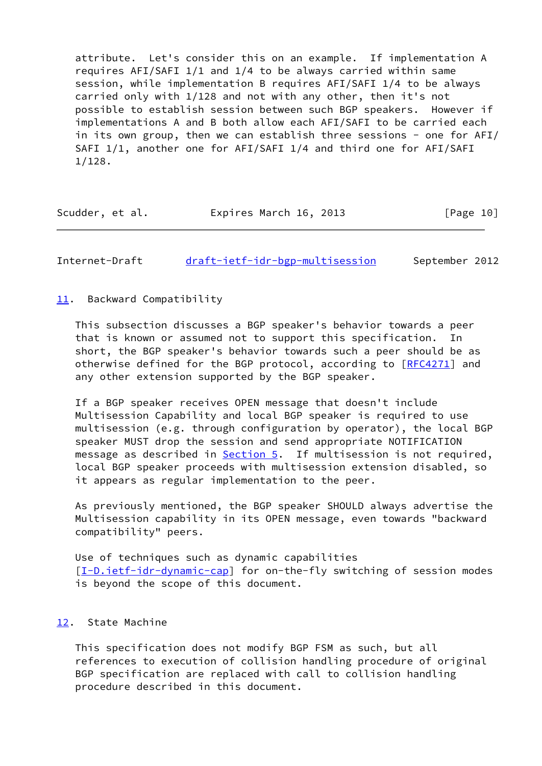attribute. Let's consider this on an example. If implementation A requires AFI/SAFI 1/1 and 1/4 to be always carried within same session, while implementation B requires AFI/SAFI 1/4 to be always carried only with 1/128 and not with any other, then it's not possible to establish session between such BGP speakers. However if implementations A and B both allow each AFI/SAFI to be carried each in its own group, then we can establish three sessions - one for AFI/SAFI 1/1, another one for AFI/SAFI 1/4 and third one for AFI/SAFI 1/128.

## 11. Backward Compatibility

This subsection discusses a BGP speaker's behavior towards a peer that is known or assumed not to support this specification. In short, the BGP speaker's behavior towards such a peer should be as otherwise defined for the BGP protocol, according to [RFC4271] and any other extension supported by the BGP speaker.

If a BGP speaker receives OPEN message that doesn't include Multisession Capability and local BGP speaker is required to use multisession (e.g. through configuration by operator), the local BGP speaker MUST drop the session and send appropriate NOTIFICATION message as described in Section 5. If multisession is not required, local BGP speaker proceeds with multisession extension disabled, so it appears as regular implementation to the peer.

As previously mentioned, the BGP speaker SHOULD always advertise the Multisession capability in its OPEN message, even towards "backward compatibility" peers.

Use of techniques such as dynamic capabilities [I-D.ietf-idr-dynamic-cap] for on-the-fly switching of session modes is beyond the scope of this document.

## 12. State Machine

This specification does not modify BGP FSM as such, but all references to execution of collision handling procedure of original BGP specification are replaced with call to collision handling procedure described in this document.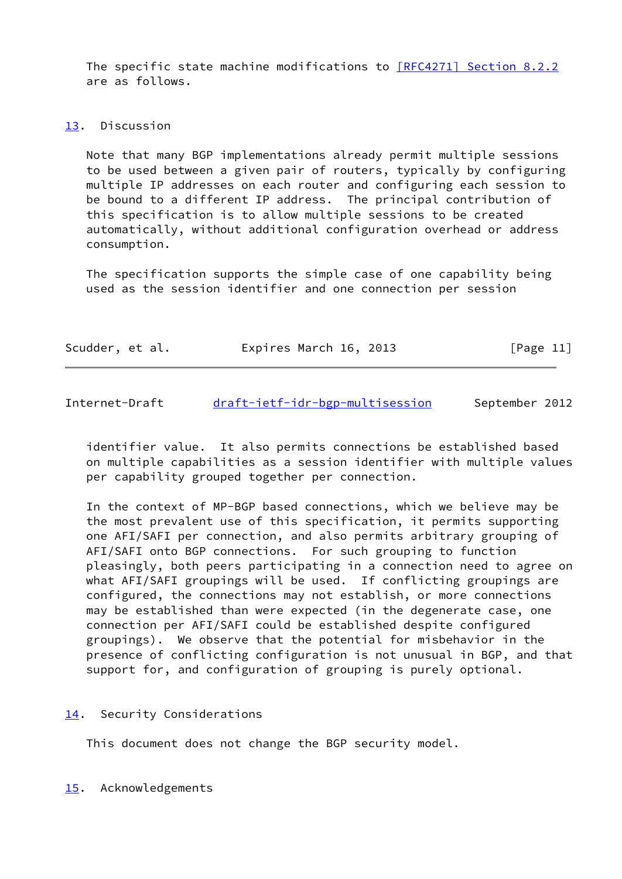The specific state machine modifications to [RFC4271] Section 8.2.2 are as follows.

## 13. Discussion

Note that many BGP implementations already permit multiple sessions to be used between a given pair of routers, typically by configuring multiple IP addresses on each router and configuring each session to be bound to a different IP address. The principal contribution of this specification is to allow multiple sessions to be created automatically, without additional configuration overhead or address consumption.

The specification supports the simple case of one capability being used as the session identifier and one connection per session identifier value. It also permits connections be established based on multiple capabilities as a session identifier with multiple values per capability grouped together per connection.

In the context of MP-BGP based connections, which we believe may be the most prevalent use of this specification, it permits supporting one AFI/SAFI per connection, and also permits arbitrary grouping of AFI/SAFI onto BGP connections. For such grouping to function pleasingly, both peers participating in a connection need to agree on what AFI/SAFI groupings will be used. If conflicting groupings are configured, the connections may not establish, or more connections may be established than were expected (in the degenerate case, one connection per AFI/SAFI could be established despite configured groupings). We observe that the potential for misbehavior in the presence of conflicting configuration is not unusual in BGP, and that support for, and configuration of grouping is purely optional.

## 14. Security Considerations

This document does not change the BGP security model.

## 15. Acknowledgements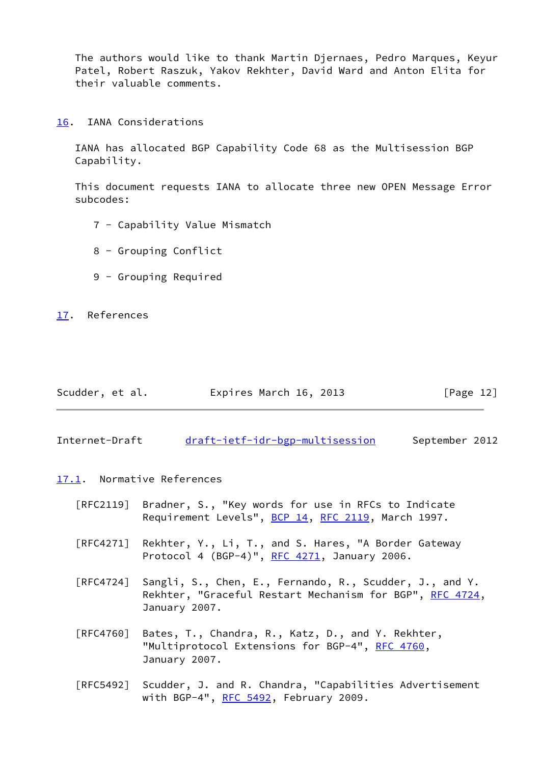The authors would like to thank Martin Djernaes, Pedro Marques, Keyur Patel, Robert Raszuk, Yakov Rekhter, David Ward and Anton Elita for their valuable comments.

## 16. IANA Considerations

IANA has allocated BGP Capability Code 68 as the Multisession BGP Capability.

This document requests IANA to allocate three new OPEN Message Error subcodes:

7 - Capability Value Mismatch

8 - Grouping Conflict

9 - Grouping Required

## 17. References

### 17.1. Normative References

[RFC2119] Bradner, S., "Key words for use in RFCs to Indicate Requirement Levels", BCP 14, RFC 2119, March 1997.

[RFC4271] Rekhter, Y., Li, T., and S. Hares, "A Border Gateway Protocol 4 (BGP-4)", RFC 4271, January 2006.

[RFC4724] Sangli, S., Chen, E., Fernando, R., Scudder, J., and Y. Rekhter, "Graceful Restart Mechanism for BGP", RFC 4724, January 2007.

[RFC4760] Bates, T., Chandra, R., Katz, D., and Y. Rekhter, "Multiprotocol Extensions for BGP-4", RFC 4760, January 2007.

[RFC5492] Scudder, J. and R. Chandra, "Capabilities Advertisement with BGP-4", RFC 5492, February 2009.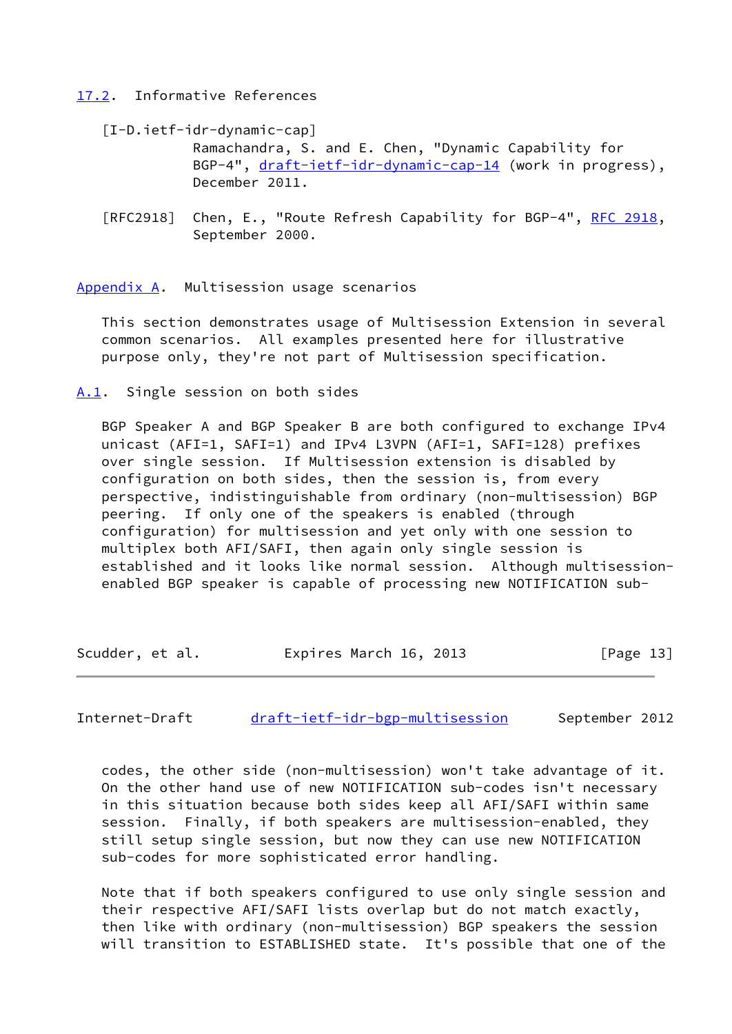### 17.2. Informative References

[I-D.ietf-idr-dynamic-cap]
Ramachandra, S. and E. Chen, "Dynamic Capability for BGP-4", draft-ietf-idr-dynamic-cap-14 (work in progress), December 2011.

[RFC2918] Chen, E., "Route Refresh Capability for BGP-4", RFC 2918, September 2000.

## Appendix A. Multisession usage scenarios

This section demonstrates usage of Multisession Extension in several common scenarios. All examples presented here for illustrative purpose only, they're not part of Multisession specification.

### A.1. Single session on both sides

BGP Speaker A and BGP Speaker B are both configured to exchange IPv4 unicast (AFI=1, SAFI=1) and IPv4 L3VPN (AFI=1, SAFI=128) prefixes over single session. If Multisession extension is disabled by configuration on both sides, then the session is, from every perspective, indistinguishable from ordinary (non-multisession) BGP peering. If only one of the speakers is enabled (through configuration) for multisession and yet only with one session to multiplex both AFI/SAFI, then again only single session is established and it looks like normal session. Although multisession-enabled BGP speaker is capable of processing new NOTIFICATION sub-codes, the other side (non-multisession) won't take advantage of it. On the other hand use of new NOTIFICATION sub-codes isn't necessary in this situation because both sides keep all AFI/SAFI within same session. Finally, if both speakers are multisession-enabled, they still setup single session, but now they can use new NOTIFICATION sub-codes for more sophisticated error handling.

Note that if both speakers configured to use only single session and their respective AFI/SAFI lists overlap but do not match exactly, then like with ordinary (non-multisession) BGP speakers the session will transition to ESTABLISHED state. It's possible that one of the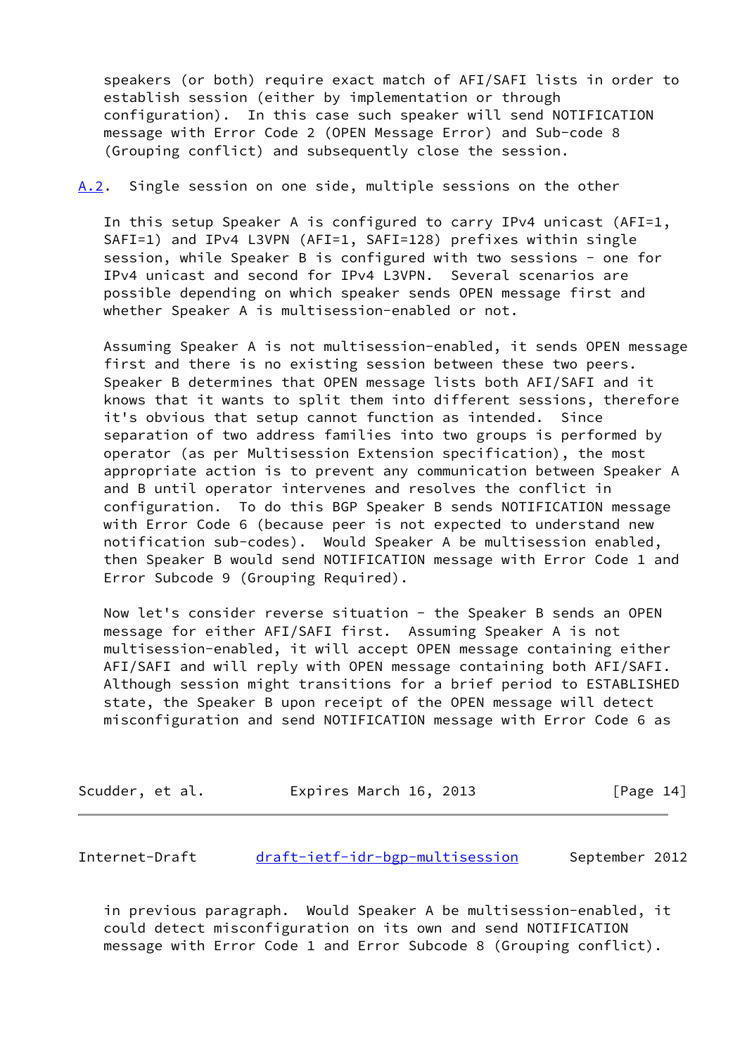speakers (or both) require exact match of AFI/SAFI lists in order to establish session (either by implementation or through configuration). In this case such speaker will send NOTIFICATION message with Error Code 2 (OPEN Message Error) and Sub-code 8 (Grouping conflict) and subsequently close the session.

### A.2. Single session on one side, multiple sessions on the other

In this setup Speaker A is configured to carry IPv4 unicast (AFI=1, SAFI=1) and IPv4 L3VPN (AFI=1, SAFI=128) prefixes within single session, while Speaker B is configured with two sessions - one for IPv4 unicast and second for IPv4 L3VPN. Several scenarios are possible depending on which speaker sends OPEN message first and whether Speaker A is multisession-enabled or not.

Assuming Speaker A is not multisession-enabled, it sends OPEN message first and there is no existing session between these two peers. Speaker B determines that OPEN message lists both AFI/SAFI and it knows that it wants to split them into different sessions, therefore it's obvious that setup cannot function as intended. Since separation of two address families into two groups is performed by operator (as per Multisession Extension specification), the most appropriate action is to prevent any communication between Speaker A and B until operator intervenes and resolves the conflict in configuration. To do this BGP Speaker B sends NOTIFICATION message with Error Code 6 (because peer is not expected to understand new notification sub-codes). Would Speaker A be multisession enabled, then Speaker B would send NOTIFICATION message with Error Code 1 and Error Subcode 9 (Grouping Required).

Now let's consider reverse situation - the Speaker B sends an OPEN message for either AFI/SAFI first. Assuming Speaker A is not multisession-enabled, it will accept OPEN message containing either AFI/SAFI and will reply with OPEN message containing both AFI/SAFI. Although session might transitions for a brief period to ESTABLISHED state, the Speaker B upon receipt of the OPEN message will detect misconfiguration and send NOTIFICATION message with Error Code 6 as in previous paragraph. Would Speaker A be multisession-enabled, it could detect misconfiguration on its own and send NOTIFICATION message with Error Code 1 and Error Subcode 8 (Grouping conflict).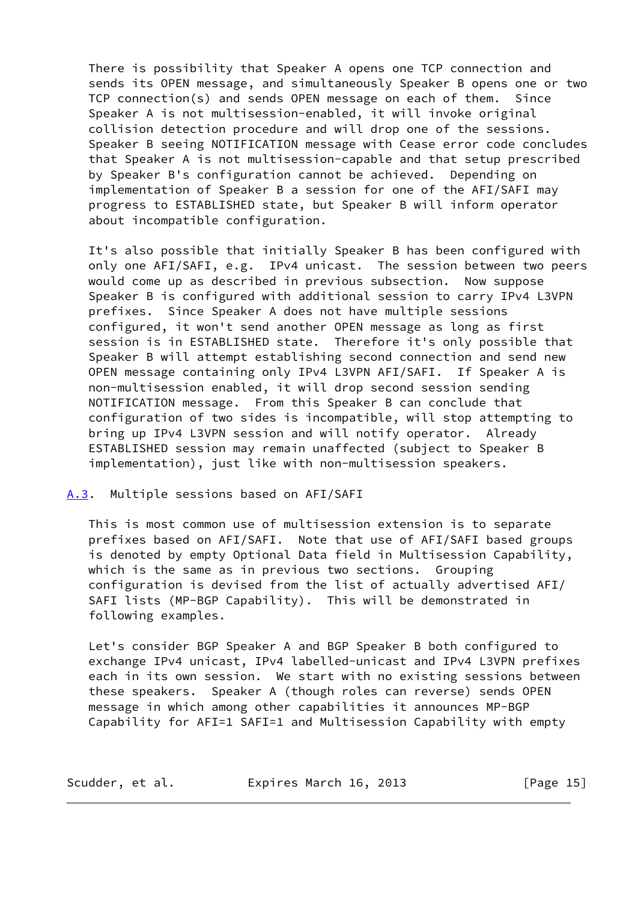There is possibility that Speaker A opens one TCP connection and sends its OPEN message, and simultaneously Speaker B opens one or two TCP connection(s) and sends OPEN message on each of them. Since Speaker A is not multisession-enabled, it will invoke original collision detection procedure and will drop one of the sessions. Speaker B seeing NOTIFICATION message with Cease error code concludes that Speaker A is not multisession-capable and that setup prescribed by Speaker B's configuration cannot be achieved. Depending on implementation of Speaker B a session for one of the AFI/SAFI may progress to ESTABLISHED state, but Speaker B will inform operator about incompatible configuration.

It's also possible that initially Speaker B has been configured with only one AFI/SAFI, e.g. IPv4 unicast. The session between two peers would come up as described in previous subsection. Now suppose Speaker B is configured with additional session to carry IPv4 L3VPN prefixes. Since Speaker A does not have multiple sessions configured, it won't send another OPEN message as long as first session is in ESTABLISHED state. Therefore it's only possible that Speaker B will attempt establishing second connection and send new OPEN message containing only IPv4 L3VPN AFI/SAFI. If Speaker A is non-multisession enabled, it will drop second session sending NOTIFICATION message. From this Speaker B can conclude that configuration of two sides is incompatible, will stop attempting to bring up IPv4 L3VPN session and will notify operator. Already ESTABLISHED session may remain unaffected (subject to Speaker B implementation), just like with non-multisession speakers.

### A.3. Multiple sessions based on AFI/SAFI

This is most common use of multisession extension is to separate prefixes based on AFI/SAFI. Note that use of AFI/SAFI based groups is denoted by empty Optional Data field in Multisession Capability, which is the same as in previous two sections. Grouping configuration is devised from the list of actually advertised AFI/SAFI lists (MP-BGP Capability). This will be demonstrated in following examples.

Let's consider BGP Speaker A and BGP Speaker B both configured to exchange IPv4 unicast, IPv4 labelled-unicast and IPv4 L3VPN prefixes each in its own session. We start with no existing sessions between these speakers. Speaker A (though roles can reverse) sends OPEN message in which among other capabilities it announces MP-BGP Capability for AFI=1 SAFI=1 and Multisession Capability with empty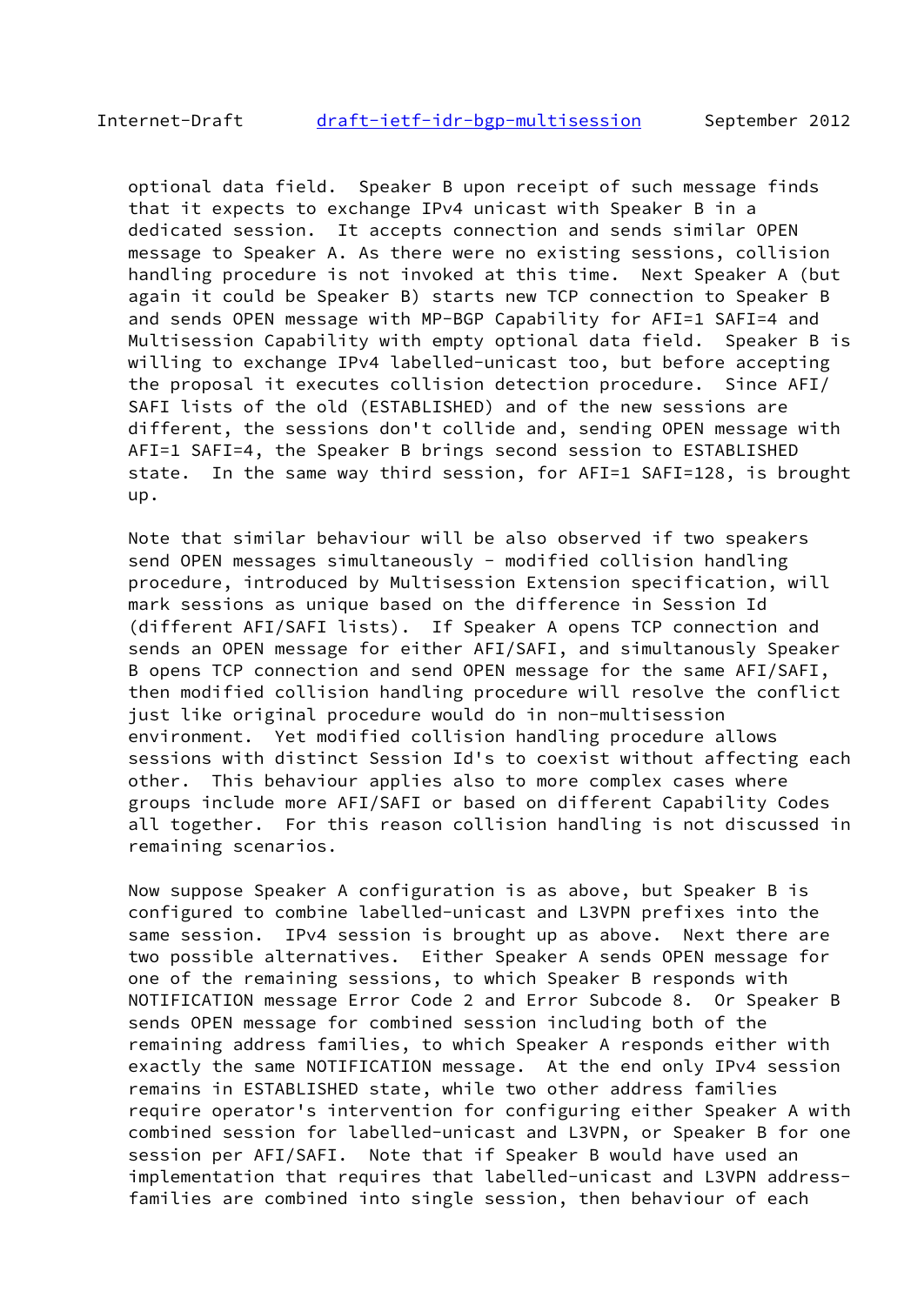optional data field. Speaker B upon receipt of such message finds that it expects to exchange IPv4 unicast with Speaker B in a dedicated session. It accepts connection and sends similar OPEN message to Speaker A. As there were no existing sessions, collision handling procedure is not invoked at this time. Next Speaker A (but again it could be Speaker B) starts new TCP connection to Speaker B and sends OPEN message with MP-BGP Capability for AFI=1 SAFI=4 and Multisession Capability with empty optional data field. Speaker B is willing to exchange IPv4 labelled-unicast too, but before accepting the proposal it executes collision detection procedure. Since AFI/SAFI lists of the old (ESTABLISHED) and of the new sessions are different, the sessions don't collide and, sending OPEN message with AFI=1 SAFI=4, the Speaker B brings second session to ESTABLISHED state. In the same way third session, for AFI=1 SAFI=128, is brought up.

Note that similar behaviour will be also observed if two speakers send OPEN messages simultaneously - modified collision handling procedure, introduced by Multisession Extension specification, will mark sessions as unique based on the difference in Session Id (different AFI/SAFI lists). If Speaker A opens TCP connection and sends an OPEN message for either AFI/SAFI, and simultanously Speaker B opens TCP connection and send OPEN message for the same AFI/SAFI, then modified collision handling procedure will resolve the conflict just like original procedure would do in non-multisession environment. Yet modified collision handling procedure allows sessions with distinct Session Id's to coexist without affecting each other. This behaviour applies also to more complex cases where groups include more AFI/SAFI or based on different Capability Codes all together. For this reason collision handling is not discussed in remaining scenarios.

Now suppose Speaker A configuration is as above, but Speaker B is configured to combine labelled-unicast and L3VPN prefixes into the same session. IPv4 session is brought up as above. Next there are two possible alternatives. Either Speaker A sends OPEN message for one of the remaining sessions, to which Speaker B responds with NOTIFICATION message Error Code 2 and Error Subcode 8. Or Speaker B sends OPEN message for combined session including both of the remaining address families, to which Speaker A responds either with exactly the same NOTIFICATION message. At the end only IPv4 session remains in ESTABLISHED state, while two other address families require operator's intervention for configuring either Speaker A with combined session for labelled-unicast and L3VPN, or Speaker B for one session per AFI/SAFI. Note that if Speaker B would have used an implementation that requires that labelled-unicast and L3VPN address-families are combined into single session, then behaviour of each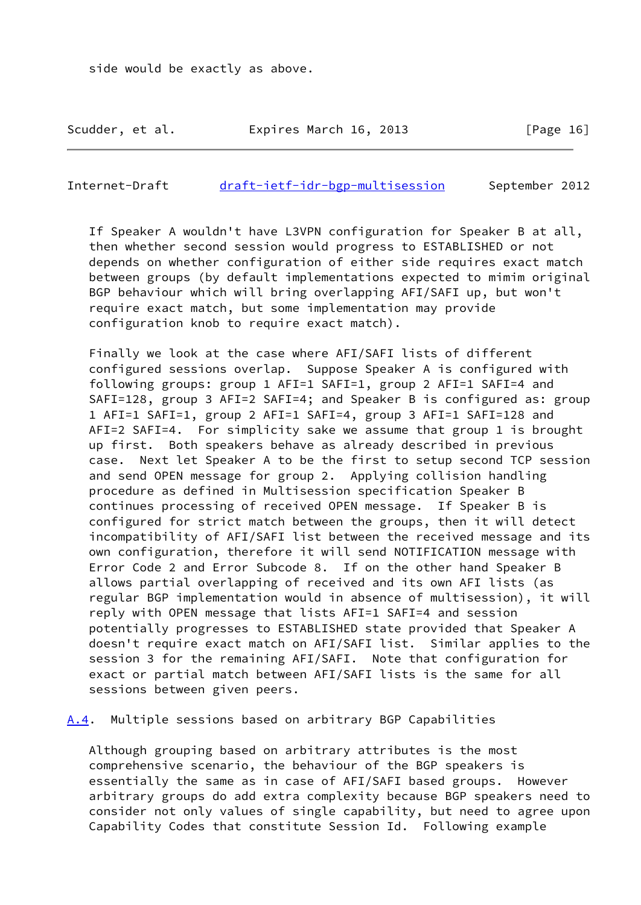side would be exactly as above.

If Speaker A wouldn't have L3VPN configuration for Speaker B at all, then whether second session would progress to ESTABLISHED or not depends on whether configuration of either side requires exact match between groups (by default implementations expected to mimim original BGP behaviour which will bring overlapping AFI/SAFI up, but won't require exact match, but some implementation may provide configuration knob to require exact match).

Finally we look at the case where AFI/SAFI lists of different configured sessions overlap. Suppose Speaker A is configured with following groups: group 1 AFI=1 SAFI=1, group 2 AFI=1 SAFI=4 and SAFI=128, group 3 AFI=2 SAFI=4; and Speaker B is configured as: group 1 AFI=1 SAFI=1, group 2 AFI=1 SAFI=4, group 3 AFI=1 SAFI=128 and AFI=2 SAFI=4. For simplicity sake we assume that group 1 is brought up first. Both speakers behave as already described in previous case. Next let Speaker A to be the first to setup second TCP session and send OPEN message for group 2. Applying collision handling procedure as defined in Multisession specification Speaker B continues processing of received OPEN message. If Speaker B is configured for strict match between the groups, then it will detect incompatibility of AFI/SAFI list between the received message and its own configuration, therefore it will send NOTIFICATION message with Error Code 2 and Error Subcode 8. If on the other hand Speaker B allows partial overlapping of received and its own AFI lists (as regular BGP implementation would in absence of multisession), it will reply with OPEN message that lists AFI=1 SAFI=4 and session potentially progresses to ESTABLISHED state provided that Speaker A doesn't require exact match on AFI/SAFI list. Similar applies to the session 3 for the remaining AFI/SAFI. Note that configuration for exact or partial match between AFI/SAFI lists the same for all sessions between given peers.

### A.4. Multiple sessions based on arbitrary BGP Capabilities

Although grouping based on arbitrary attributes is the most comprehensive scenario, the behaviour of the BGP speakers is essentially the same as in case of AFI/SAFI based groups. However arbitrary groups do add extra complexity because BGP speakers need to consider not only values of single capability, but need to agree upon Capability Codes that constitute Session Id. Following example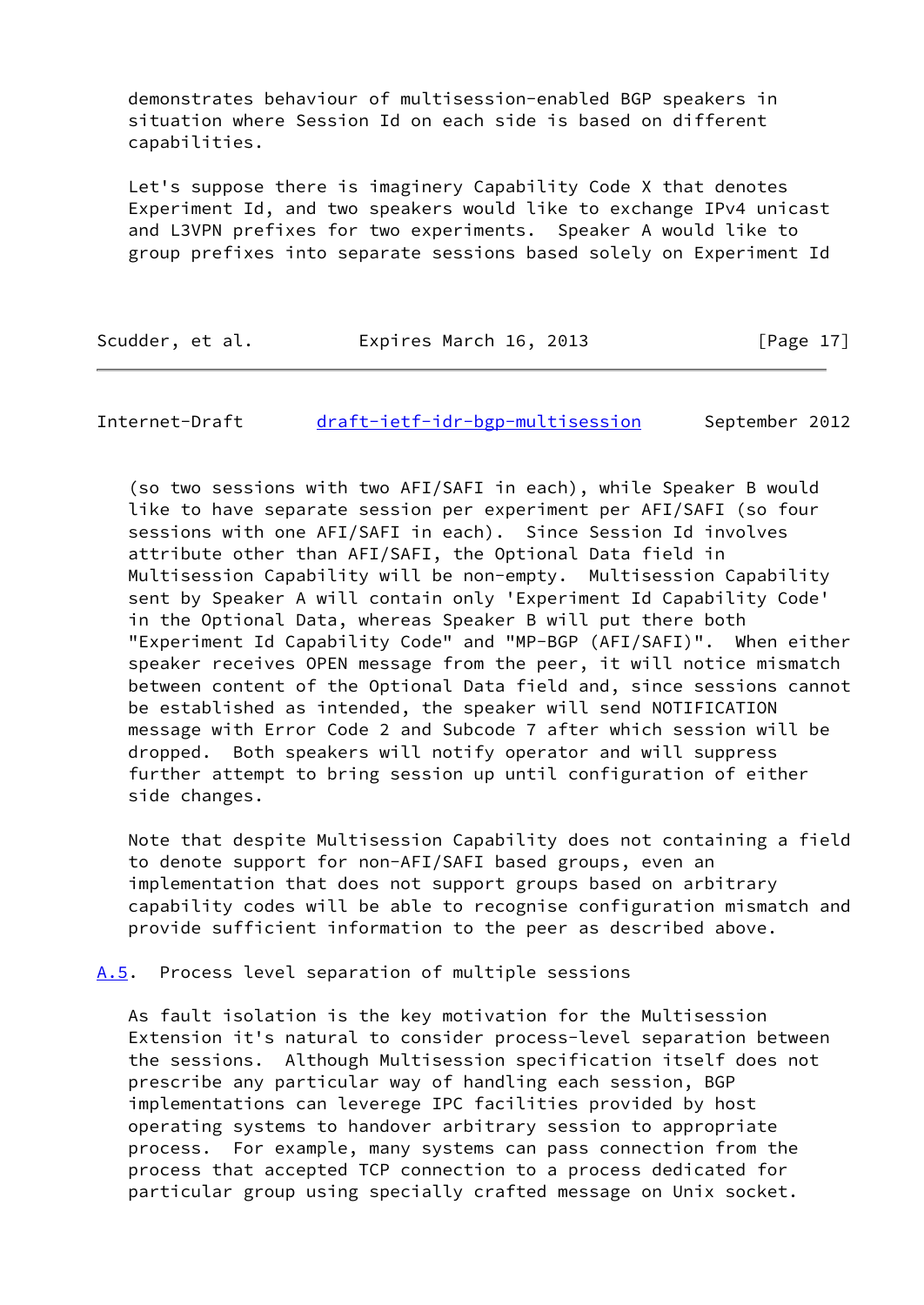demonstrates behaviour of multisession-enabled BGP speakers in situation where Session Id on each side is based on different capabilities.

Let's suppose there is imaginery Capability Code X that denotes Experiment Id, and two speakers would like to exchange IPv4 unicast and L3VPN prefixes for two experiments. Speaker A would like to group prefixes into separate sessions based solely on Experiment Id (so two sessions with two AFI/SAFI in each), while Speaker B would like to have separate session per experiment per AFI/SAFI (so four sessions with one AFI/SAFI in each). Since Session Id involves attribute other than AFI/SAFI, the Optional Data field in Multisession Capability will be non-empty. Multisession Capability sent by Speaker A will contain only 'Experiment Id Capability Code' in the Optional Data, whereas Speaker B will put there both "Experiment Id Capability Code" and "MP-BGP (AFI/SAFI)". When either speaker receives OPEN message from the peer, it will notice mismatch between content of the Optional Data field and, since sessions cannot be established as intended, the speaker will send NOTIFICATION message with Error Code 2 and Subcode 7 after which session will be dropped. Both speakers will notify operator and will suppress further attempt to bring session up until configuration of either side changes.

Note that despite Multisession Capability does not containing a field to denote support for non-AFI/SAFI based groups, even an implementation that does not support groups based on arbitrary capability codes will be able to recognise configuration mismatch and provide sufficient information to the peer as described above.

### A.5. Process level separation of multiple sessions

As fault isolation is the key motivation for the Multisession Extension it's natural to consider process-level separation between the sessions. Although Multisession specification itself does not prescribe any particular way of handling each session, BGP implementations can leverege IPC facilities provided by host operating systems to handover arbitrary session to appropriate process. For example, many systems can pass connection from the process that accepted TCP connection to a process dedicated for particular group using specially crafted message on Unix socket.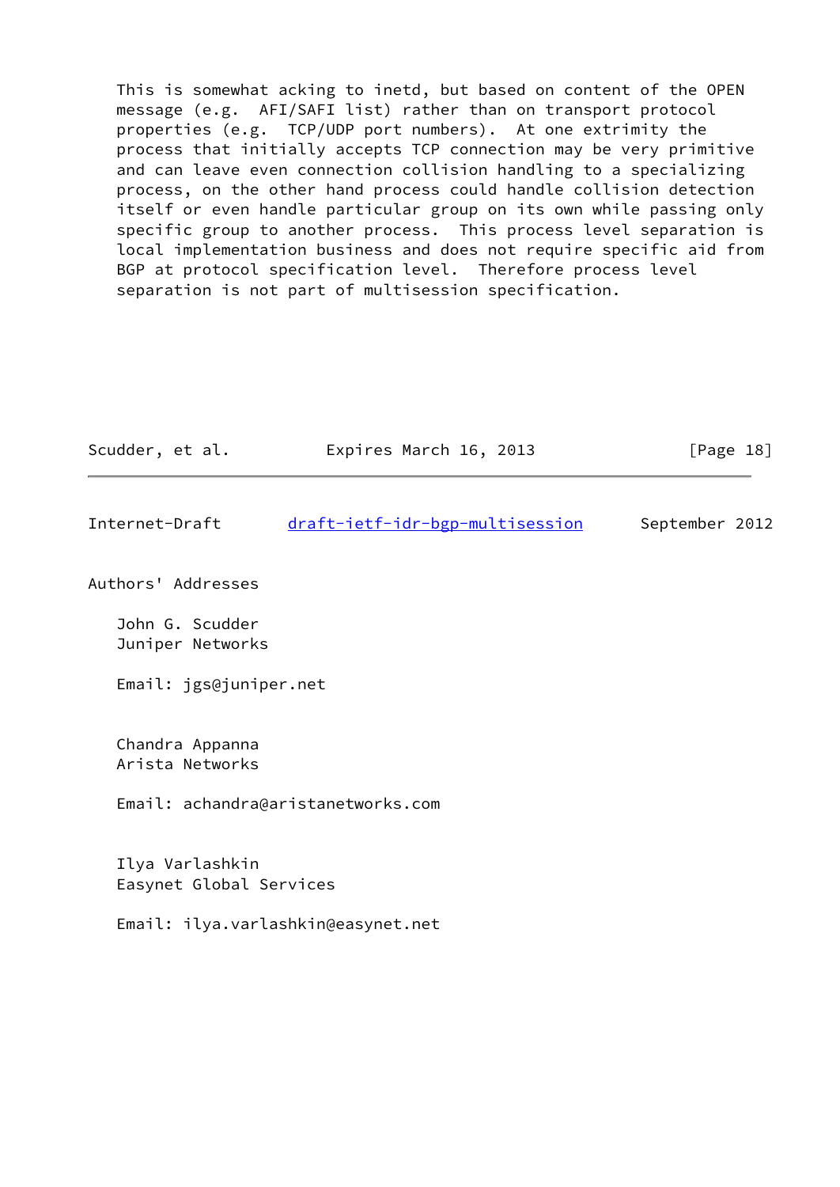This is somewhat acking to inetd, but based on content of the OPEN message (e.g. AFI/SAFI list) rather than on transport protocol properties (e.g. TCP/UDP port numbers). At one extrimity the process that initially accepts TCP connection may be very primitive and can leave even connection collision handling to a specializing process, on the other hand process could handle collision detection itself or even handle particular group on its own while passing only specific group to another process. This process level separation is local implementation business and does not require specific aid from BGP at protocol specification level. Therefore process level separation is not part of multisession specification.

## Authors' Addresses

John G. Scudder
Juniper Networks

Email: jgs@juniper.net

Chandra Appanna
Arista Networks

Email: achandra@aristanetworks.com

Ilya Varlashkin
Easynet Global Services

Email: ilya.varlashkin@easynet.net